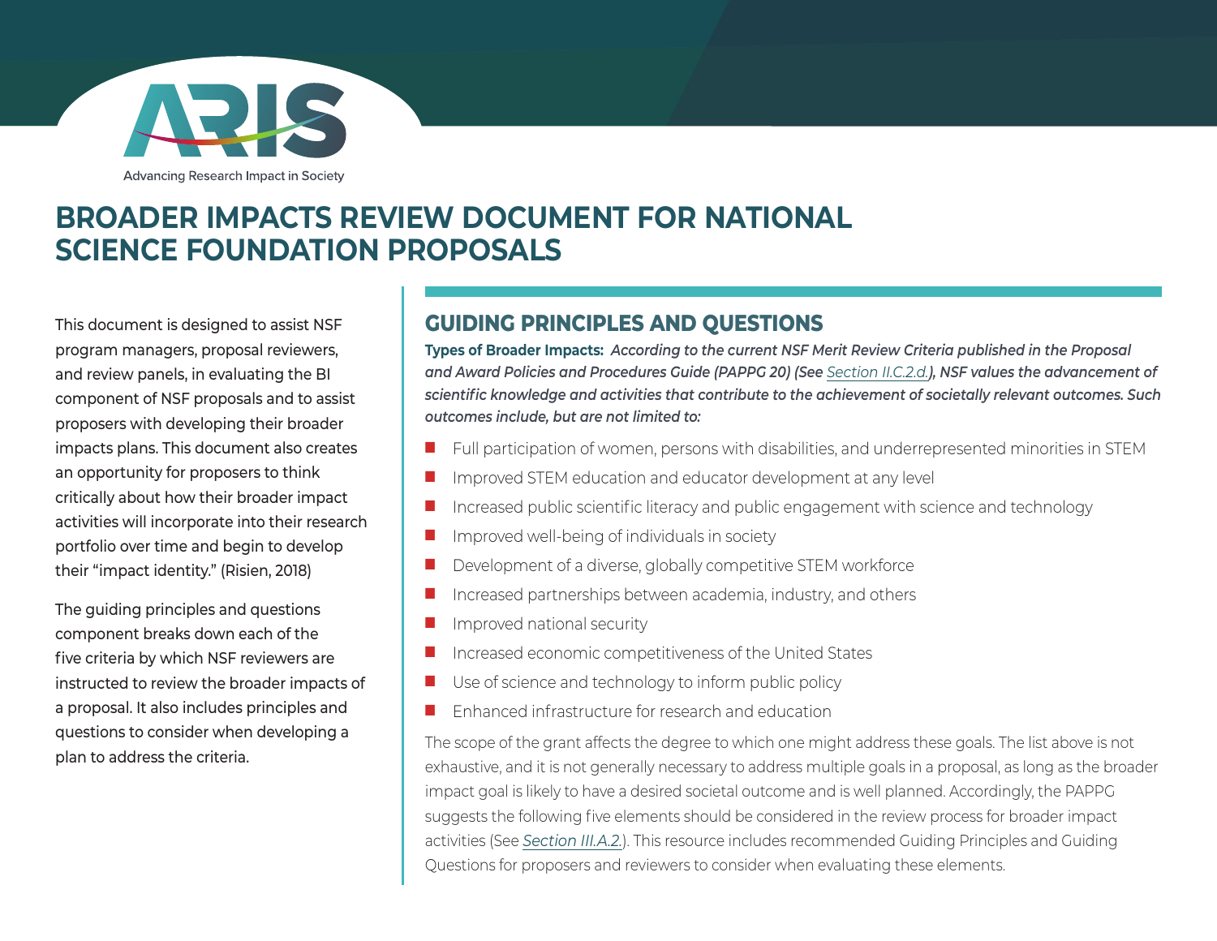ARIS

Advancing Research Impact in Society

# BROADER IMPACTS REVIEW DOCUMENT FOR NATIONAL SCIENCE FOUNDATION PROPOSALS

This document is designed to assist NSF program managers, proposal reviewers, and review panels, in evaluating the BI component of NSF proposals and to assist proposers with developing their broader impacts plans. This document also creates an opportunity for proposers to think critically about how their broader impact activities will incorporate into their research portfolio over time and begin to develop their "impact identity." (Risien, 2018)

The guiding principles and questions component breaks down each of the five criteria by which NSF reviewers are instructed to review the broader impacts of a proposal. It also includes principles and questions to consider when developing a plan to address the criteria.

## GUIDING PRINCIPLES AND QUESTIONS

**Types of Broader Impacts:** ***According to the current NSF Merit Review Criteria published in the Proposal and Award Policies and Procedures Guide (PAPPG 20) (See Section II.C.2.d.), NSF values the advancement of scientific knowledge and activities that contribute to the achievement of societally relevant outcomes. Such outcomes include, but are not limited to:***

- Full participation of women, persons with disabilities, and underrepresented minorities in STEM
- Improved STEM education and educator development at any level
- Increased public scientific literacy and public engagement with science and technology
- Improved well-being of individuals in society
- Development of a diverse, globally competitive STEM workforce
- Increased partnerships between academia, industry, and others
- Improved national security
- Increased economic competitiveness of the United States
- Use of science and technology to inform public policy
- Enhanced infrastructure for research and education

The scope of the grant affects the degree to which one might address these goals. The list above is not exhaustive, and it is not generally necessary to address multiple goals in a proposal, as long as the broader impact goal is likely to have a desired societal outcome and is well planned. Accordingly, the PAPPG suggests the following five elements should be considered in the review process for broader impact activities (See *Section III.A.2.*). This resource includes recommended Guiding Principles and Guiding Questions for proposers and reviewers to consider when evaluating these elements.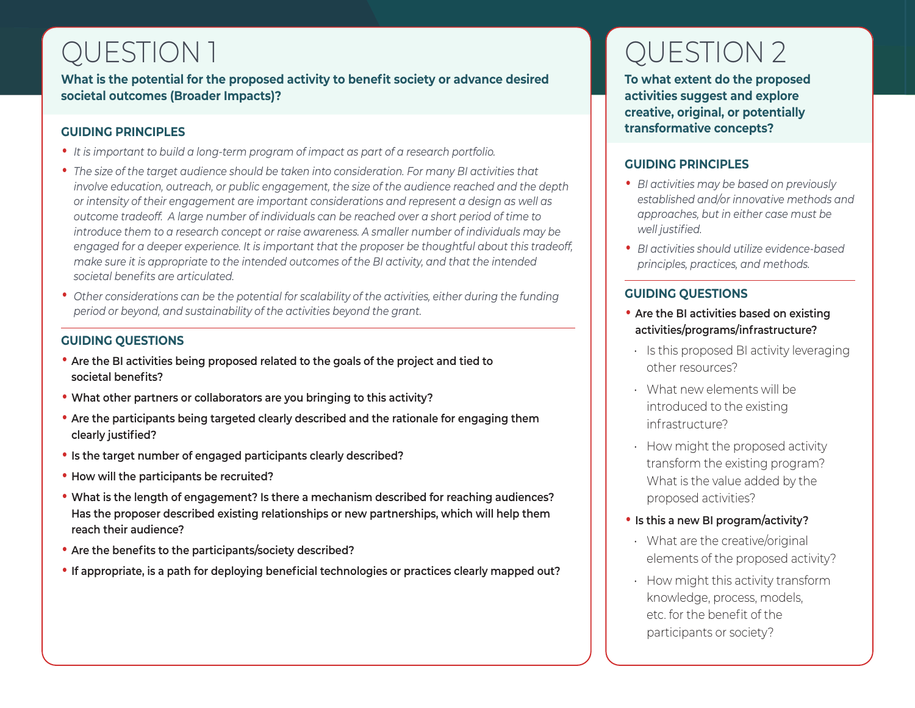# QUESTION 1

**What is the potential for the proposed activity to benefit society or advance desired societal outcomes (Broader Impacts)?**

## GUIDING PRINCIPLES

- *It is important to build a long-term program of impact as part of a research portfolio.*
- *The size of the target audience should be taken into consideration. For many BI activities that involve education, outreach, or public engagement, the size of the audience reached and the depth or intensity of their engagement are important considerations and represent a design as well as outcome tradeoff. A large number of individuals can be reached over a short period of time to introduce them to a research concept or raise awareness. A smaller number of individuals may be engaged for a deeper experience. It is important that the proposer be thoughtful about this tradeoff, make sure it is appropriate to the intended outcomes of the BI activity, and that the intended societal benefits are articulated.*
- *Other considerations can be the potential for scalability of the activities, either during the funding period or beyond, and sustainability of the activities beyond the grant.*

## GUIDING QUESTIONS

- **Are the BI activities being proposed related to the goals of the project and tied to societal benefits?**
- **What other partners or collaborators are you bringing to this activity?**
- **Are the participants being targeted clearly described and the rationale for engaging them clearly justified?**
- **Is the target number of engaged participants clearly described?**
- **How will the participants be recruited?**
- **What is the length of engagement? Is there a mechanism described for reaching audiences? Has the proposer described existing relationships or new partnerships, which will help them reach their audience?**
- **Are the benefits to the participants/society described?**
- **If appropriate, is a path for deploying beneficial technologies or practices clearly mapped out?**

# QUESTION 2

**To what extent do the proposed activities suggest and explore creative, original, or potentially transformative concepts?**

## GUIDING PRINCIPLES

- *BI activities may be based on previously established and/or innovative methods and approaches, but in either case must be well justified.*
- *BI activities should utilize evidence-based principles, practices, and methods.*

## GUIDING QUESTIONS

- **Are the BI activities based on existing activities/programs/infrastructure?**
  - Is this proposed BI activity leveraging other resources?
  - What new elements will be introduced to the existing infrastructure?
  - How might the proposed activity transform the existing program? What is the value added by the proposed activities?
- **Is this a new BI program/activity?**
  - What are the creative/original elements of the proposed activity?
  - How might this activity transform knowledge, process, models, etc. for the benefit of the participants or society?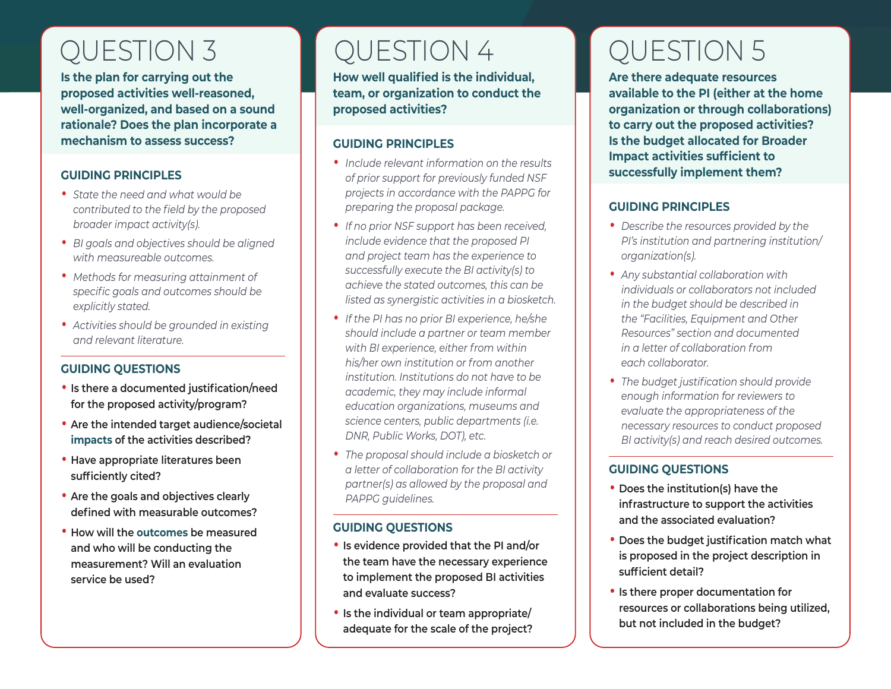# QUESTION 3

**Is the plan for carrying out the proposed activities well-reasoned, well-organized, and based on a sound rationale? Does the plan incorporate a mechanism to assess success?**

## GUIDING PRINCIPLES

- *State the need and what would be contributed to the field by the proposed broader impact activity(s).*
- *BI goals and objectives should be aligned with measureable outcomes.*
- *Methods for measuring attainment of specific goals and outcomes should be explicitly stated.*
- *Activities should be grounded in existing and relevant literature.*

## GUIDING QUESTIONS

- Is there a documented justification/need for the proposed activity/program?
- Are the intended target audience/societal **impacts** of the activities described?
- Have appropriate literatures been sufficiently cited?
- Are the goals and objectives clearly defined with measurable outcomes?
- How will the **outcomes** be measured and who will be conducting the measurement? Will an evaluation service be used?

# QUESTION 4

**How well qualified is the individual, team, or organization to conduct the proposed activities?**

## GUIDING PRINCIPLES

- *Include relevant information on the results of prior support for previously funded NSF projects in accordance with the PAPPG for preparing the proposal package.*
- *If no prior NSF support has been received, include evidence that the proposed PI and project team has the experience to successfully execute the BI activity(s) to achieve the stated outcomes, this can be listed as synergistic activities in a biosketch.*
- *If the PI has no prior BI experience, he/she should include a partner or team member with BI experience, either from within his/her own institution or from another institution. Institutions do not have to be academic, they may include informal education organizations, museums and science centers, public departments (i.e. DNR, Public Works, DOT), etc.*
- *The proposal should include a biosketch or a letter of collaboration for the BI activity partner(s) as allowed by the proposal and PAPPG guidelines.*

## GUIDING QUESTIONS

- Is evidence provided that the PI and/or the team have the necessary experience to implement the proposed BI activities and evaluate success?
- Is the individual or team appropriate/ adequate for the scale of the project?

# QUESTION 5

**Are there adequate resources available to the PI (either at the home organization or through collaborations) to carry out the proposed activities? Is the budget allocated for Broader Impact activities sufficient to successfully implement them?**

## GUIDING PRINCIPLES

- *Describe the resources provided by the PI's institution and partnering institution/ organization(s).*
- *Any substantial collaboration with individuals or collaborators not included in the budget should be described in the "Facilities, Equipment and Other Resources" section and documented in a letter of collaboration from each collaborator.*
- *The budget justification should provide enough information for reviewers to evaluate the appropriateness of the necessary resources to conduct proposed BI activity(s) and reach desired outcomes.*

## GUIDING QUESTIONS

- Does the institution(s) have the infrastructure to support the activities and the associated evaluation?
- Does the budget justification match what is proposed in the project description in sufficient detail?
- Is there proper documentation for resources or collaborations being utilized, but not included in the budget?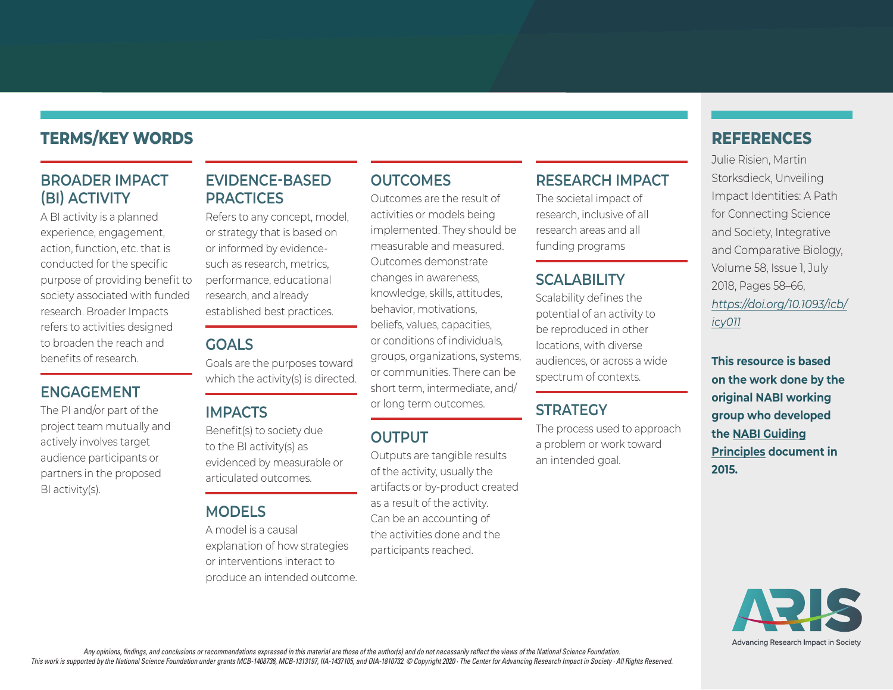## TERMS/KEY WORDS

### BROADER IMPACT (BI) ACTIVITY

A BI activity is a planned experience, engagement, action, function, etc. that is conducted for the specific purpose of providing benefit to society associated with funded research. Broader Impacts refers to activities designed to broaden the reach and benefits of research.

### ENGAGEMENT

The PI and/or part of the project team mutually and actively involves target audience participants or partners in the proposed BI activity(s).

### EVIDENCE-BASED PRACTICES

Refers to any concept, model, or strategy that is based on or informed by evidence- such as research, metrics, performance, educational research, and already established best practices.

### GOALS

Goals are the purposes toward which the activity(s) is directed.

### IMPACTS

Benefit(s) to society due to the BI activity(s) as evidenced by measurable or articulated outcomes.

### MODELS

A model is a causal explanation of how strategies or interventions interact to produce an intended outcome.

### OUTCOMES

Outcomes are the result of activities or models being implemented. They should be measurable and measured. Outcomes demonstrate changes in awareness, knowledge, skills, attitudes, behavior, motivations, beliefs, values, capacities, or conditions of individuals, groups, organizations, systems, or communities. There can be short term, intermediate, and/or long term outcomes.

### OUTPUT

Outputs are tangible results of the activity, usually the artifacts or by-product created as a result of the activity. Can be an accounting of the activities done and the participants reached.

### RESEARCH IMPACT

The societal impact of research, inclusive of all research areas and all funding programs

### SCALABILITY

Scalability defines the potential of an activity to be reproduced in other locations, with diverse audiences, or across a wide spectrum of contexts.

### STRATEGY

The process used to approach a problem or work toward an intended goal.

## REFERENCES

Julie Risien, Martin Storksdieck, Unveiling Impact Identities: A Path for Connecting Science and Society, Integrative and Comparative Biology, Volume 58, Issue 1, July 2018, Pages 58–66, *https://doi.org/10.1093/icb/icy011*

**This resource is based on the work done by the original NABI working group who developed the NABI Guiding Principles document in 2015.**

ARIS Advancing Research Impact in Society

*Any opinions, findings, and conclusions or recommendations expressed in this material are those of the author(s) and do not necessarily reflect the views of the National Science Foundation.*
*This work is supported by the National Science Foundation under grants MCB-1408736, MCB-1313197, IIA-1437105, and OIA-1810732. © Copyright 2020 · The Center for Advancing Research Impact in Society · All Rights Reserved.*